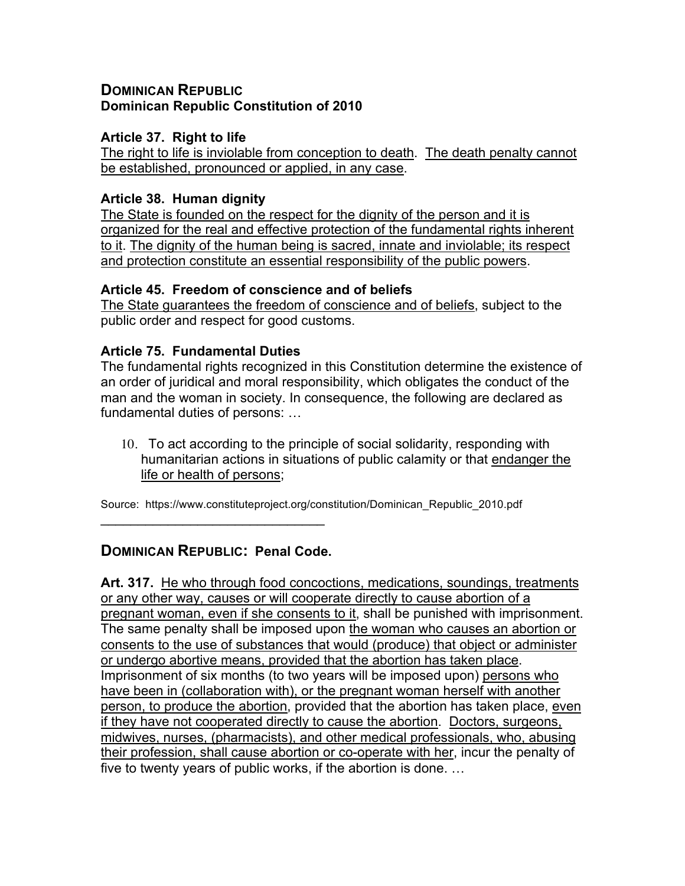## DOMINICAN REPUBLIC
**Dominican Republic Constitution of 2010**

### Article 37. Right to life

<u>The right to life is inviolable from conception to death</u>. <u>The death penalty cannot be established, pronounced or applied, in any case</u>.

### Article 38. Human dignity

<u>The State is founded on the respect for the dignity of the person and it is organized for the real and effective protection of the fundamental rights inherent to it</u>. <u>The dignity of the human being is sacred, innate and inviolable; its respect and protection constitute an essential responsibility of the public powers</u>.

### Article 45. Freedom of conscience and of beliefs

<u>The State guarantees the freedom of conscience and of beliefs</u>, subject to the public order and respect for good customs.

### Article 75. Fundamental Duties

The fundamental rights recognized in this Constitution determine the existence of an order of juridical and moral responsibility, which obligates the conduct of the man and the woman in society. In consequence, the following are declared as fundamental duties of persons: …

10. To act according to the principle of social solidarity, responding with humanitarian actions in situations of public calamity or that <u>endanger the life or health of persons</u>;

Source: https://www.constituteproject.org/constitution/Dominican_Republic_2010.pdf

---

## DOMINICAN REPUBLIC: Penal Code.

**Art. 317.** <u>He who through food concoctions, medications, soundings, treatments or any other way, causes or will cooperate directly to cause abortion of a pregnant woman, even if she consents to it</u>, shall be punished with imprisonment. The same penalty shall be imposed upon <u>the woman who causes an abortion or consents to the use of substances that would (produce) that object or administer or undergo abortive means, provided that the abortion has taken place</u>. Imprisonment of six months (to two years will be imposed upon) <u>persons who have been in (collaboration with), or the pregnant woman herself with another person, to produce the abortion</u>, provided that the abortion has taken place, <u>even if they have not cooperated directly to cause the abortion</u>. <u>Doctors, surgeons, midwives, nurses, (pharmacists), and other medical professionals, who, abusing their profession, shall cause abortion or co-operate with her</u>, incur the penalty of five to twenty years of public works, if the abortion is done. …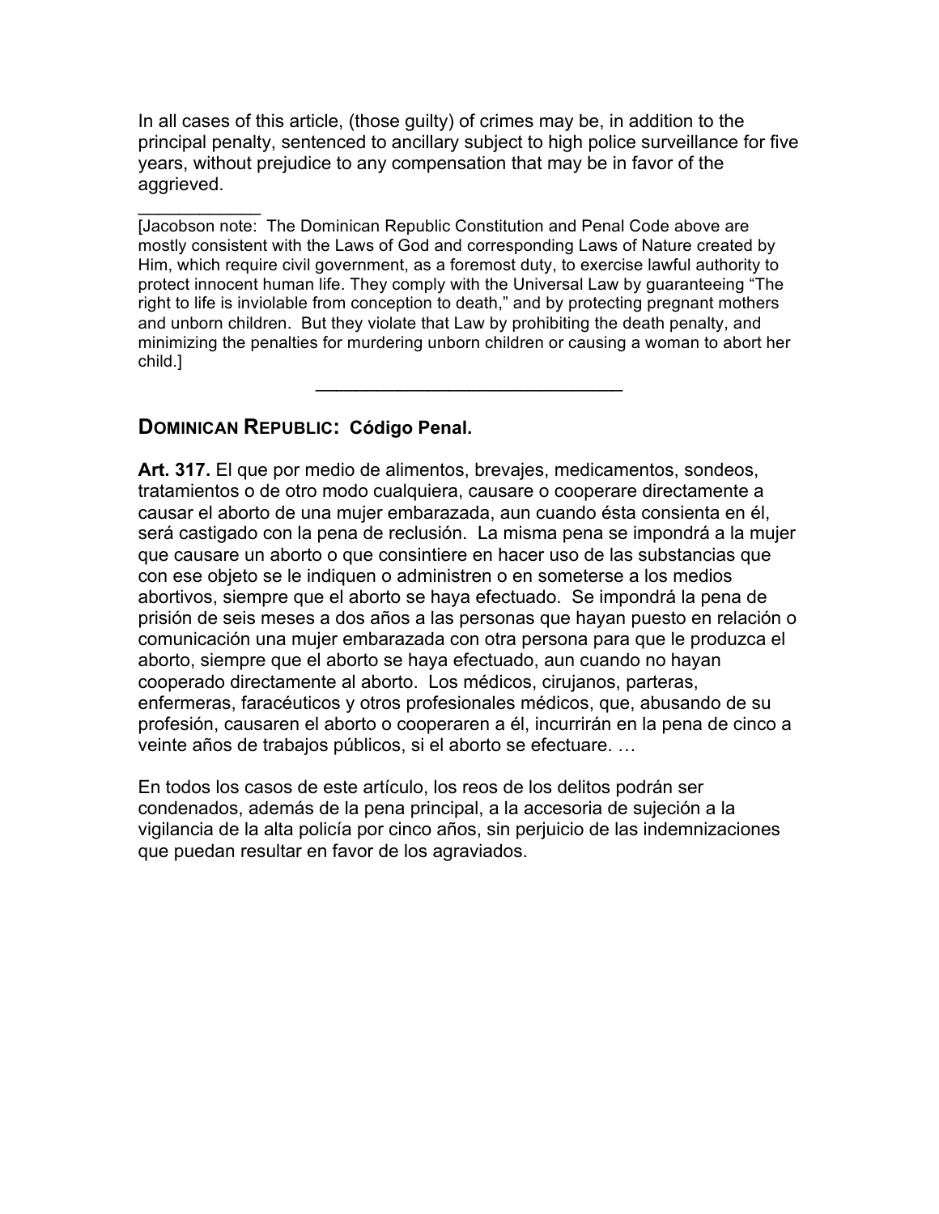In all cases of this article, (those guilty) of crimes may be, in addition to the principal penalty, sentenced to ancillary subject to high police surveillance for five years, without prejudice to any compensation that may be in favor of the aggrieved.

____________

[Jacobson note: The Dominican Republic Constitution and Penal Code above are mostly consistent with the Laws of God and corresponding Laws of Nature created by Him, which require civil government, as a foremost duty, to exercise lawful authority to protect innocent human life. They comply with the Universal Law by guaranteeing "The right to life is inviolable from conception to death," and by protecting pregnant mothers and unborn children. But they violate that Law by prohibiting the death penalty, and minimizing the penalties for murdering unborn children or causing a woman to abort her child.]

________________________________

## DOMINICAN REPUBLIC: Código Penal.

**Art. 317.** El que por medio de alimentos, brevajes, medicamentos, sondeos, tratamientos o de otro modo cualquiera, causare o cooperare directamente a causar el aborto de una mujer embarazada, aun cuando ésta consienta en él, será castigado con la pena de reclusión. La misma pena se impondrá a la mujer que causare un aborto o que consintiere en hacer uso de las substancias que con ese objeto se le indiquen o administren o en someterse a los medios abortivos, siempre que el aborto se haya efectuado. Se impondrá la pena de prisión de seis meses a dos años a las personas que hayan puesto en relación o comunicación una mujer embarazada con otra persona para que le produzca el aborto, siempre que el aborto se haya efectuado, aun cuando no hayan cooperado directamente al aborto. Los médicos, cirujanos, parteras, enfermeras, faracéuticos y otros profesionales médicos, que, abusando de su profesión, causaren el aborto o cooperaren a él, incurrirán en la pena de cinco a veinte años de trabajos públicos, si el aborto se efectuare. …

En todos los casos de este artículo, los reos de los delitos podrán ser condenados, además de la pena principal, a la accesoria de sujeción a la vigilancia de la alta policía por cinco años, sin perjuicio de las indemnizaciones que puedan resultar en favor de los agraviados.